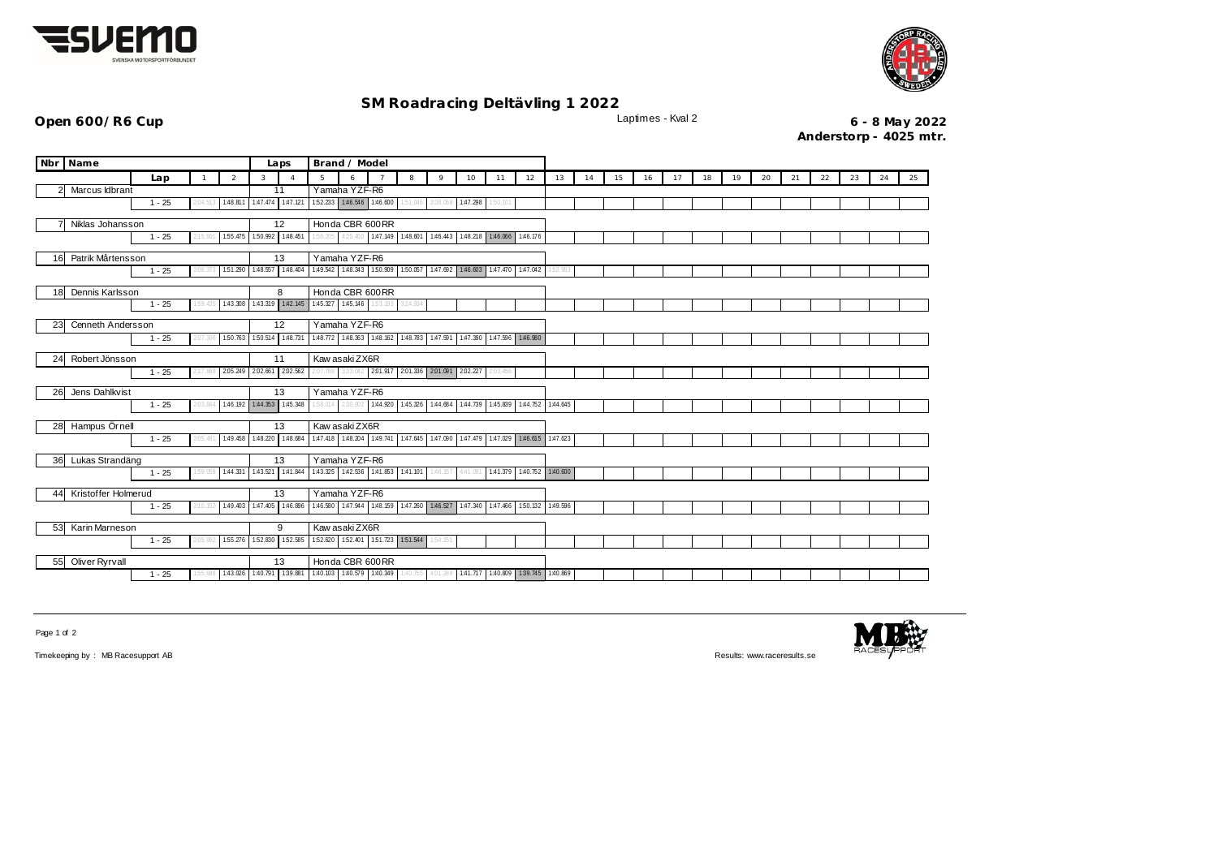## SM Roadracing Deltävling 1 2022

**Open 600/R6 Cup**

Laptimes - Kval 2

**6 - 8 May 2022**
**Anderstorp - 4025 mtr.**

| Nbr | Name | Laps | Brand / Model |
|---|---|---|---|
| 2 | Marcus Idbrant | 11 | Yamaha YZF-R6 |
| 7 | Niklas Johansson | 12 | Honda CBR 600RR |
| 16 | Patrik Mårtensson | 13 | Yamaha YZF-R6 |
| 18 | Dennis Karlsson | 8 | Honda CBR 600RR |
| 23 | Cenneth Andersson | 12 | Yamaha YZF-R6 |
| 24 | Robert Jönsson | 11 | Kawasaki ZX6R |
| 26 | Jens Dahlkvist | 13 | Yamaha YZF-R6 |
| 28 | Hampus Örnell | 13 | Kawasaki ZX6R |
| 36 | Lukas Strandäng | 13 | Yamaha YZF-R6 |
| 44 | Kristoffer Holmerud | 13 | Yamaha YZF-R6 |
| 53 | Karin Marneson | 9 | Kawasaki ZX6R |
| 55 | Oliver Ryrvall | 13 | Honda CBR 600RR |

| Nbr | Lap | 1 | 2 | 3 | 4 | 5 | 6 | 7 | 8 | 9 | 10 | 11 | 12 | 13 | 14 | 15 | 16 | 17 | 18 | 19 | 20 | 21 | 22 | 23 | 24 | 25 |
|---|---|---|---|---|---|---|---|---|---|---|---|---|---|---|---|---|---|---|---|---|---|---|---|---|---|---|
| 2 | 1 - 25 | 2:04.513 | 1:48.811 | 1:47.474 | 1:47.121 | 1:52.233 | 1:46.546 | 1:46.600 | 1:51.040 | 3:38.058 | 1:47.298 | 1:50.101 | | | | | | | | | | | | | | |
| 7 | 1 - 25 | 2:15.901 | 1:55.475 | 1:50.992 | 1:48.451 | 1:58.205 | 4:25.450 | 1:47.149 | 1:48.601 | 1:46.443 | 1:48.218 | 1:46.066 | 1:46.176 | | | | | | | | | | | | | |
| 16 | 1 - 25 | 2:06.373 | 1:51.290 | 1:48.557 | 1:48.404 | 1:49.542 | 1:48.343 | 1:50.909 | 1:50.057 | 1:47.692 | 1:46.603 | 1:47.470 | 1:47.042 | 1:52.953 | | | | | | | | | | | | |
| 18 | 1 - 25 | 1:59.435 | 1:43.308 | 1:43.319 | 1:42.145 | 1:45.327 | 1:45.146 | 1:53.193 | 3:24.504 | | | | | | | | | | | | | | | | | |
| 23 | 1 - 25 | 2:07.306 | 1:50.763 | 1:50.514 | 1:48.731 | 1:48.772 | 1:48.363 | 1:48.162 | 1:48.783 | 1:47.591 | 1:47.390 | 1:47.596 | 1:46.980 | | | | | | | | | | | | | |
| 24 | 1 - 25 | 2:17.889 | 2:05.249 | 2:02.661 | 2:02.562 | 2:07.768 | 3:33.042 | 2:01.917 | 2:01.336 | 2:01.091 | 2:02.227 | 2:03.456 | | | | | | | | | | | | | | |
| 26 | 1 - 25 | 2:03.844 | 1:46.192 | 1:44.353 | 1:45.348 | 1:58.814 | 2:30.902 | 1:44.920 | 1:45.326 | 1:44.684 | 1:44.739 | 1:45.839 | 1:44.752 | 1:44.645 | | | | | | | | | | | | |
| 28 | 1 - 25 | 2:05.491 | 1:49.458 | 1:48.220 | 1:48.684 | 1:47.418 | 1:48.204 | 1:49.741 | 1:47.645 | 1:47.090 | 1:47.479 | 1:47.029 | 1:46.615 | 1:47.623 | | | | | | | | | | | | |
| 36 | 1 - 25 | 1:59.058 | 1:44.331 | 1:43.521 | 1:41.844 | 1:43.325 | 1:42.536 | 1:41.853 | 1:41.101 | 1:48.157 | 4:41.091 | 1:41.379 | 1:40.752 | 1:40.600 | | | | | | | | | | | | |
| 44 | 1 - 25 | 2:10.152 | 1:49.403 | 1:47.405 | 1:46.896 | 1:46.580 | 1:47.944 | 1:48.159 | 1:47.260 | 1:46.527 | 1:47.340 | 1:47.466 | 1:50.132 | 1:49.596 | | | | | | | | | | | | |
| 53 | 1 - 25 | 2:05.992 | 1:55.276 | 1:52.830 | 1:52.585 | 1:52.620 | 1:52.401 | 1:51.723 | 1:51.544 | 1:54.351 | | | | | | | | | | | | | | | | |
| 55 | 1 - 25 | 1:55.888 | 1:43.026 | 1:40.791 | 1:39.881 | 1:40.103 | 1:40.579 | 1:40.349 | 1:40.755 | 4:01.289 | 1:41.717 | 1:40.809 | 1:39.745 | 1:40.869 | | | | | | | | | | | | |

Timekeeping by : MB Racesupport AB

Results: www.raceresults.se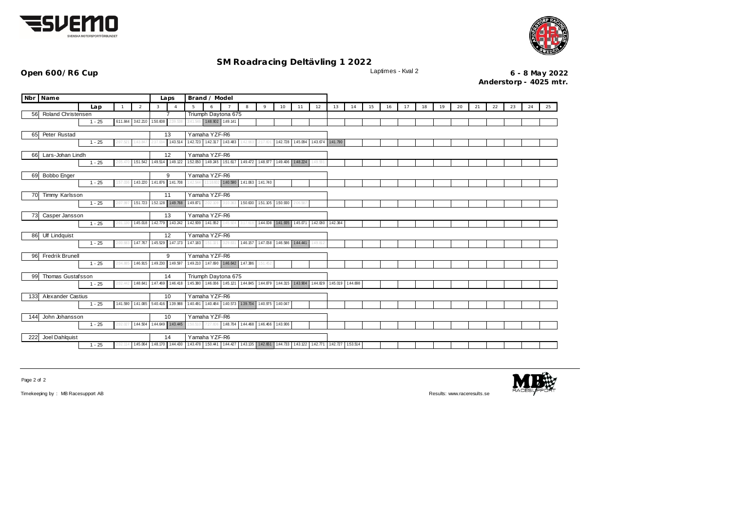## SM Roadracing Deltävling 1 2022

**Open 600/R6 Cup**

Laptimes - Kval 2

**6 - 8 May 2022**
**Anderstorp - 4025 mtr.**

| Nbr | Name | Laps | Brand / Model |
|---|---|---|---|
| 56 | Roland Christensen | 7 | Triumph Daytona 675 |
| 65 | Peter Rustad | 13 | Yamaha YZF-R6 |
| 66 | Lars-Johan Lindh | 12 | Yamaha YZF-R6 |
| 69 | Bobbo Enger | 9 | Yamaha YZF-R6 |
| 70 | Timmy Karlsson | 11 | Yamaha YZF-R6 |
| 73 | Casper Jansson | 13 | Yamaha YZF-R6 |
| 86 | Ulf Lindquist | 12 | Yamaha YZF-R6 |
| 96 | Fredrik Brunell | 9 | Yamaha YZF-R6 |
| 99 | Thomas Gustafsson | 14 | Triumph Daytona 675 |
| 133 | Alexander Castius | 10 | Yamaha YZF-R6 |
| 144 | John Johansson | 10 | Yamaha YZF-R6 |
| 222 | Joel Dahlquist | 14 | Yamaha YZF-R6 |

| Nbr | Lap | 1 | 2 | 3 | 4 | 5 | 6 | 7 | 8 | 9 | 10 | 11 | 12 | 13 | 14 | 15 | 16 | 17 | 18 | 19 | 20 | 21 | 22 | 23 | 24 | 25 |
|---|---|---|---|---|---|---|---|---|---|---|---|---|---|---|---|---|---|---|---|---|---|---|---|---|---|---|
| 56 | 1 - 25 | 6:11.844 | 3:42.210 | 1:50.608 | 2:39.538 | 3:41.546 | 1:48.902 | 1:49.141 | | | | | | | | | | | | | | | | | | |
| 65 | 1 - 25 | 2:07.521 | 1:43.847 | 2:37.884 | 1:43.514 | 1:42.723 | 1:42.317 | 1:43.483 | 1:42.663 | 2:17.601 | 1:42.728 | 1:45.094 | 1:43.674 | 1:41.790 | | | | | | | | | | | | |
| 66 | 1 - 25 | 2:05.470 | 1:51.542 | 1:49.514 | 1:49.122 | 1:52.050 | 1:49.345 | 1:51.617 | 1:49.472 | 1:48.977 | 1:49.406 | 1:48.224 | 1:49.881 | | | | | | | | | | | | | |
| 69 | 1 - 25 | 1:57.036 | 1:43.220 | 1:41.876 | 1:41.708 | 1:42.544 | 11:18.602 | 1:40.590 | 1:41.063 | 1:41.740 | | | | | | | | | | | | | | | | |
| 70 | 1 - 25 | 2:07.997 | 1:51.723 | 1:52.128 | 1:49.768 | 1:49.871 | 2:02.309 | 3:10.363 | 1:50.630 | 1:51.105 | 1:50.930 | 2:06.587 | | | | | | | | | | | | | | |
| 73 | 1 - 25 | 2:01.130 | 1:45.018 | 1:42.779 | 1:43.242 | 1:42.939 | 1:41.952 | 1:45.324 | 3:17.618 | 1:44.008 | 1:41.935 | 1:45.071 | 1:42.080 | 1:42.364 | | | | | | | | | | | | |
| 86 | 1 - 25 | 2:00.883 | 1:47.767 | 1:45.529 | 1:47.173 | 1:47.183 | 1:51.321 | 3:29.631 | 1:46.157 | 1:47.058 | 1:46.586 | 1:44.441 | 1:49.812 | | | | | | | | | | | | | |
| 96 | 1 - 25 | 2:04.865 | 1:46.915 | 1:49.230 | 1:49.597 | 1:49.210 | 1:47.690 | 1:46.642 | 1:47.386 | 1:51.452 | | | | | | | | | | | | | | | | |
| 99 | 1 - 25 | 2:02.442 | 1:48.641 | 1:47.469 | 1:46.418 | 1:45.380 | 1:46.066 | 1:45.121 | 1:44.845 | 1:44.879 | 1:44.315 | 1:43.904 | 1:44.829 | 1:45.019 | 1:44.698 | | | | | | | | | | | |
| 133 | 1 - 25 | 1:41.590 | 1:41.085 | 5:40.416 | 1:39.988 | 1:40.491 | 1:40.484 | 1:40.573 | 1:39.704 | 1:40.975 | 1:40.047 | | | | | | | | | | | | | | | |
| 144 | 1 - 25 | 2:02.027 | 1:44.504 | 1:44.649 | 1:43.445 | 1:50.518 | 7:27.608 | 1:48.704 | 1:44.468 | 1:46.466 | 1:43.906 | | | | | | | | | | | | | | | |
| 222 | 1 - 25 | 2:02.114 | 1:45.064 | 1:48.170 | 1:44.430 | 1:43.478 | 1:50.441 | 1:44.427 | 1:43.135 | 1:42.661 | 1:44.733 | 1:43.122 | 1:42.771 | 1:42.727 | 1:53.514 | | | | | | | | | | | |

Timekeeping by : MB Racesupport AB

Results: www.raceresults.se